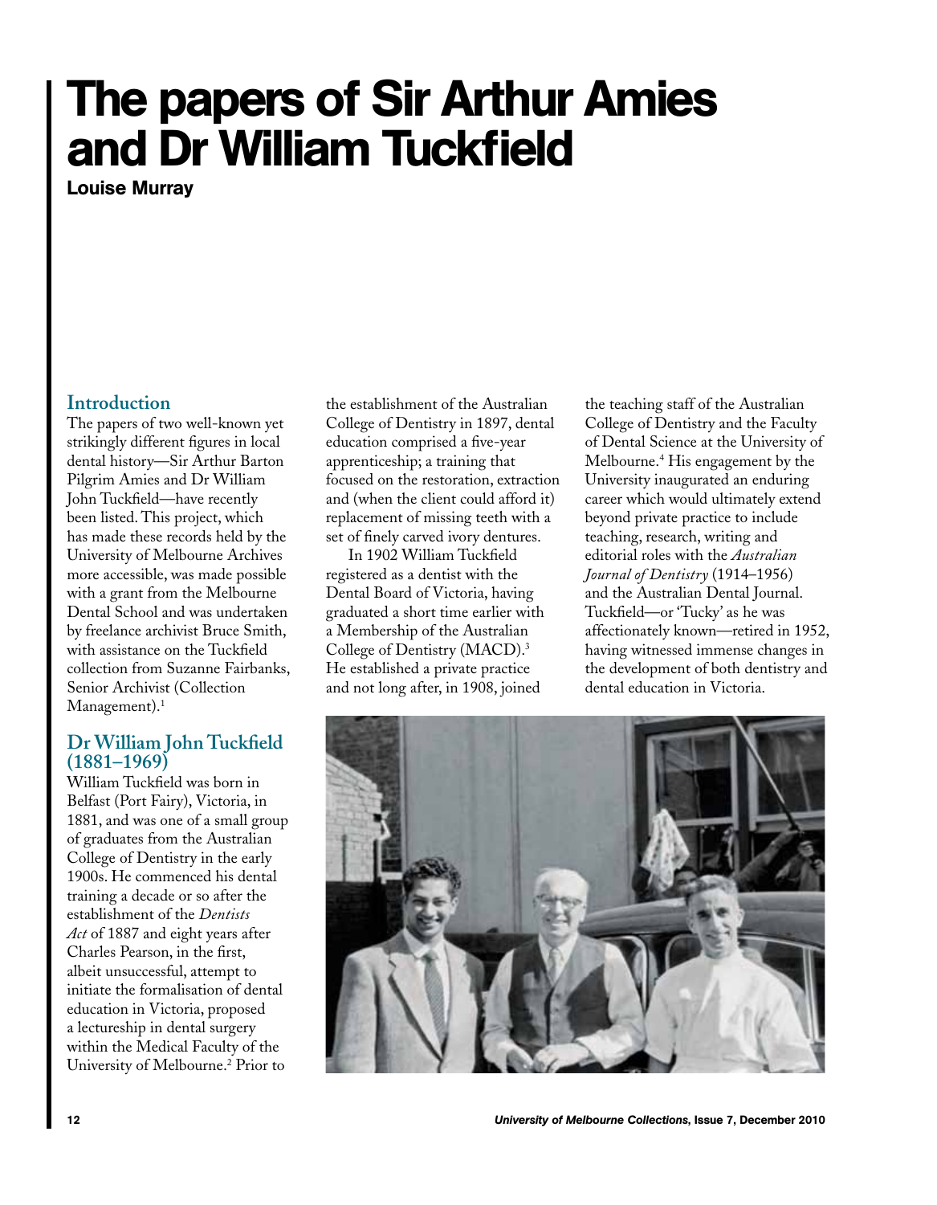# The papers of Sir Arthur Amies and Dr William Tuckfield

**Louise Murray**

## Introduction

The papers of two well-known yet strikingly different figures in local dental history—Sir Arthur Barton Pilgrim Amies and Dr William John Tuckfield—have recently been listed. This project, which has made these records held by the University of Melbourne Archives more accessible, was made possible with a grant from the Melbourne Dental School and was undertaken by freelance archivist Bruce Smith, with assistance on the Tuckfield collection from Suzanne Fairbanks, Senior Archivist (Collection Management).[1]

## Dr William John Tuckfield (1881–1969)

William Tuckfield was born in Belfast (Port Fairy), Victoria, in 1881, and was one of a small group of graduates from the Australian College of Dentistry in the early 1900s. He commenced his dental training a decade or so after the establishment of the *Dentists Act* of 1887 and eight years after Charles Pearson, in the first, albeit unsuccessful, attempt to initiate the formalisation of dental education in Victoria, proposed a lectureship in dental surgery within the Medical Faculty of the University of Melbourne.[2] Prior to the establishment of the Australian College of Dentistry in 1897, dental education comprised a five-year apprenticeship; a training that focused on the restoration, extraction and (when the client could afford it) replacement of missing teeth with a set of finely carved ivory dentures.

In 1902 William Tuckfield registered as a dentist with the Dental Board of Victoria, having graduated a short time earlier with a Membership of the Australian College of Dentistry (MACD).[3] He established a private practice and not long after, in 1908, joined the teaching staff of the Australian College of Dentistry and the Faculty of Dental Science at the University of Melbourne.[4] His engagement by the University inaugurated an enduring career which would ultimately extend beyond private practice to include teaching, research, writing and editorial roles with the *Australian Journal of Dentistry* (1914–1956) and the Australian Dental Journal. Tuckfield—or 'Tucky' as he was affectionately known—retired in 1952, having witnessed immense changes in the development of both dentistry and dental education in Victoria.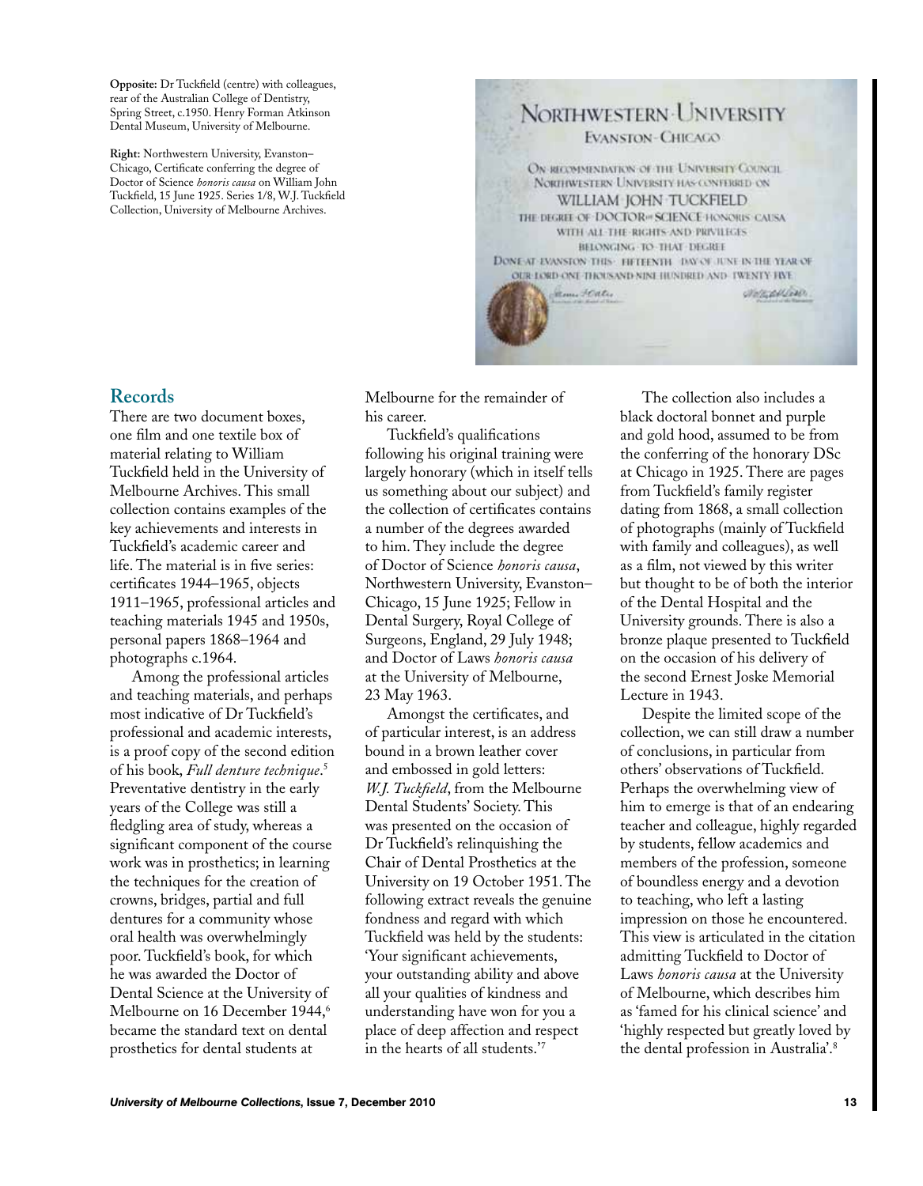**Opposite:** Dr Tuckfield (centre) with colleagues, rear of the Australian College of Dentistry, Spring Street, c.1950. Henry Forman Atkinson Dental Museum, University of Melbourne.

**Right:** Northwestern University, Evanston–Chicago, Certificate conferring the degree of Doctor of Science *honoris causa* on William John Tuckfield, 15 June 1925. Series 1/8, W.J. Tuckfield Collection, University of Melbourne Archives.

## Records

There are two document boxes, one film and one textile box of material relating to William Tuckfield held in the University of Melbourne Archives. This small collection contains examples of the key achievements and interests in Tuckfield's academic career and life. The material is in five series: certificates 1944–1965, objects 1911–1965, professional articles and teaching materials 1945 and 1950s, personal papers 1868–1964 and photographs c.1964.

Among the professional articles and teaching materials, and perhaps most indicative of Dr Tuckfield's professional and academic interests, is a proof copy of the second edition of his book, *Full denture technique*.[5] Preventative dentistry in the early years of the College was still a fledgling area of study, whereas a significant component of the course work was in prosthetics; in learning the techniques for the creation of crowns, bridges, partial and full dentures for a community whose oral health was overwhelmingly poor. Tuckfield's book, for which he was awarded the Doctor of Dental Science at the University of Melbourne on 16 December 1944,[6] became the standard text on dental prosthetics for dental students at Melbourne for the remainder of his career.

Tuckfield's qualifications following his original training were largely honorary (which in itself tells us something about our subject) and the collection of certificates contains a number of the degrees awarded to him. They include the degree of Doctor of Science *honoris causa*, Northwestern University, Evanston–Chicago, 15 June 1925; Fellow in Dental Surgery, Royal College of Surgeons, England, 29 July 1948; and Doctor of Laws *honoris causa* at the University of Melbourne, 23 May 1963.

Amongst the certificates, and of particular interest, is an address bound in a brown leather cover and embossed in gold letters: *W.J. Tuckfield*, from the Melbourne Dental Students' Society. This was presented on the occasion of Dr Tuckfield's relinquishing the Chair of Dental Prosthetics at the University on 19 October 1951. The following extract reveals the genuine fondness and regard with which Tuckfield was held by the students: 'Your significant achievements, your outstanding ability and above all your qualities of kindness and understanding have won for you a place of deep affection and respect in the hearts of all students.'[7]

The collection also includes a black doctoral bonnet and purple and gold hood, assumed to be from the conferring of the honorary DSc at Chicago in 1925. There are pages from Tuckfield's family register dating from 1868, a small collection of photographs (mainly of Tuckfield with family and colleagues), as well as a film, not viewed by this writer but thought to be of both the interior of the Dental Hospital and the University grounds. There is also a bronze plaque presented to Tuckfield on the occasion of his delivery of the second Ernest Joske Memorial Lecture in 1943.

Despite the limited scope of the collection, we can still draw a number of conclusions, in particular from others' observations of Tuckfield. Perhaps the overwhelming view of him to emerge is that of an endearing teacher and colleague, highly regarded by students, fellow academics and members of the profession, someone of boundless energy and a devotion to teaching, who left a lasting impression on those he encountered. This view is articulated in the citation admitting Tuckfield to Doctor of Laws *honoris causa* at the University of Melbourne, which describes him as 'famed for his clinical science' and 'highly respected but greatly loved by the dental profession in Australia'.[8]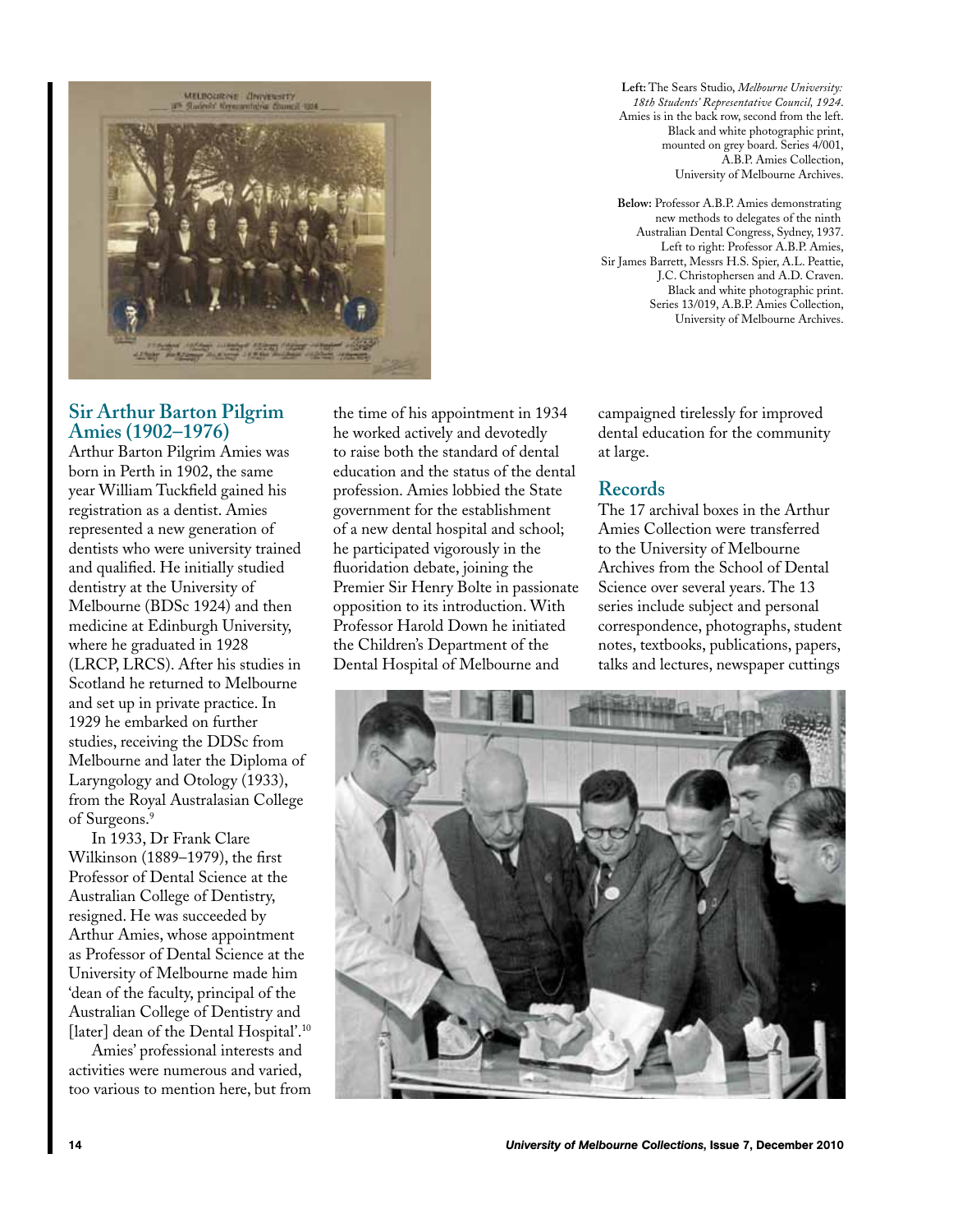**Left:** The Sears Studio, *Melbourne University: 18th Students' Representative Council, 1924.* Amies is in the back row, second from the left. Black and white photographic print, mounted on grey board. Series 4/001, A.B.P. Amies Collection, University of Melbourne Archives.

**Below:** Professor A.B.P. Amies demonstrating new methods to delegates of the ninth Australian Dental Congress, Sydney, 1937. Left to right: Professor A.B.P. Amies, Sir James Barrett, Messrs H.S. Spier, A.L. Peattie, J.C. Christophersen and A.D. Craven. Black and white photographic print. Series 13/019, A.B.P. Amies Collection, University of Melbourne Archives.

## Sir Arthur Barton Pilgrim Amies (1902–1976)

Arthur Barton Pilgrim Amies was born in Perth in 1902, the same year William Tuckfield gained his registration as a dentist. Amies represented a new generation of dentists who were university trained and qualified. He initially studied dentistry at the University of Melbourne (BDSc 1924) and then medicine at Edinburgh University, where he graduated in 1928 (LRCP, LRCS). After his studies in Scotland he returned to Melbourne and set up in private practice. In 1929 he embarked on further studies, receiving the DDSc from Melbourne and later the Diploma of Laryngology and Otology (1933), from the Royal Australasian College of Surgeons.[9]

In 1933, Dr Frank Clare Wilkinson (1889–1979), the first Professor of Dental Science at the Australian College of Dentistry, resigned. He was succeeded by Arthur Amies, whose appointment as Professor of Dental Science at the University of Melbourne made him 'dean of the faculty, principal of the Australian College of Dentistry and [later] dean of the Dental Hospital'.[10]

Amies' professional interests and activities were numerous and varied, too various to mention here, but from the time of his appointment in 1934 he worked actively and devotedly to raise both the standard of dental education and the status of the dental profession. Amies lobbied the State government for the establishment of a new dental hospital and school; he participated vigorously in the fluoridation debate, joining the Premier Sir Henry Bolte in passionate opposition to its introduction. With Professor Harold Down he initiated the Children's Department of the Dental Hospital of Melbourne and campaigned tirelessly for improved dental education for the community at large.

## Records

The 17 archival boxes in the Arthur Amies Collection were transferred to the University of Melbourne Archives from the School of Dental Science over several years. The 13 series include subject and personal correspondence, photographs, student notes, textbooks, publications, papers, talks and lectures, newspaper cuttings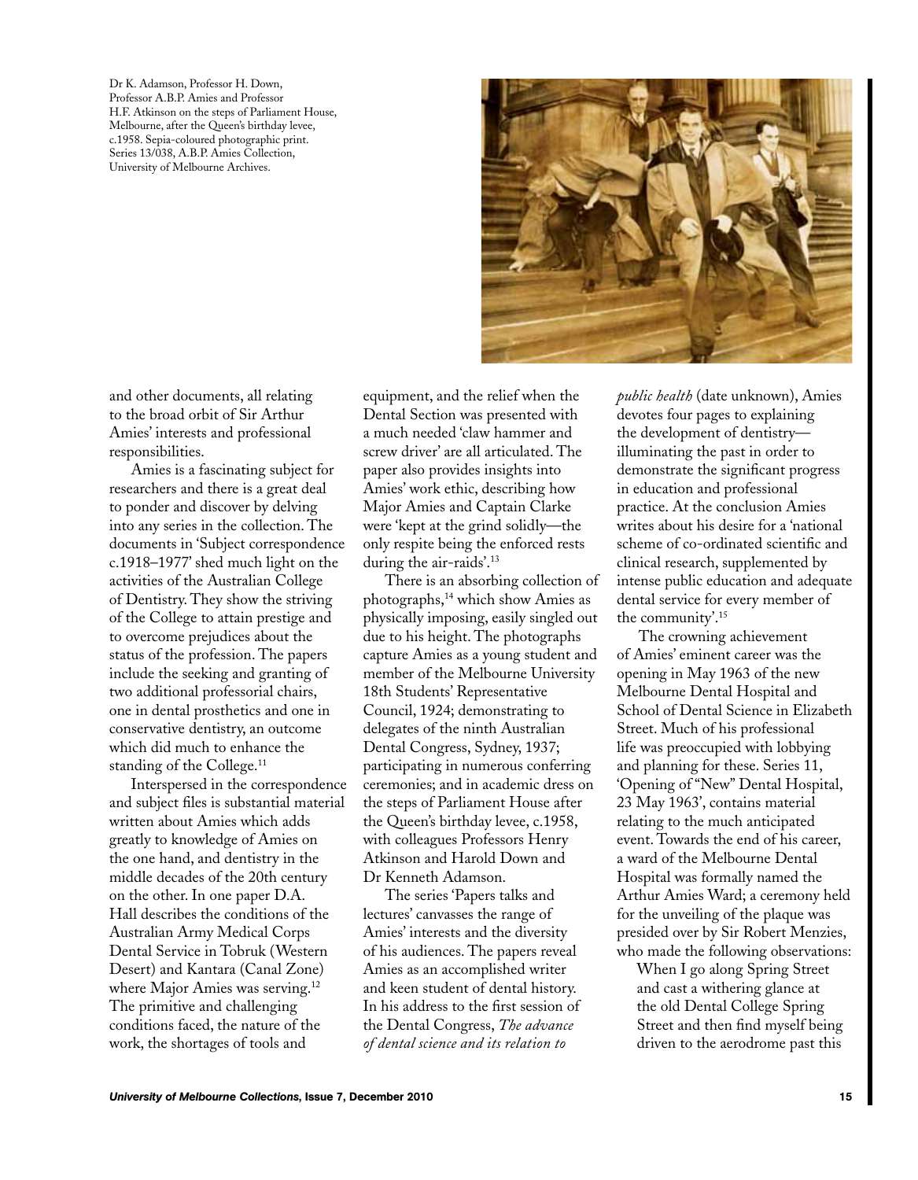Dr K. Adamson, Professor H. Down, Professor A.B.P. Amies and Professor H.F. Atkinson on the steps of Parliament House, Melbourne, after the Queen's birthday levee, c.1958. Sepia-coloured photographic print. Series 13/038, A.B.P. Amies Collection, University of Melbourne Archives.

and other documents, all relating to the broad orbit of Sir Arthur Amies' interests and professional responsibilities.

Amies is a fascinating subject for researchers and there is a great deal to ponder and discover by delving into any series in the collection. The documents in 'Subject correspondence c.1918–1977' shed much light on the activities of the Australian College of Dentistry. They show the striving of the College to attain prestige and to overcome prejudices about the status of the profession. The papers include the seeking and granting of two additional professorial chairs, one in dental prosthetics and one in conservative dentistry, an outcome which did much to enhance the standing of the College.[11]

Interspersed in the correspondence and subject files is substantial material written about Amies which adds greatly to knowledge of Amies on the one hand, and dentistry in the middle decades of the 20th century on the other. In one paper D.A. Hall describes the conditions of the Australian Army Medical Corps Dental Service in Tobruk (Western Desert) and Kantara (Canal Zone) where Major Amies was serving.[12] The primitive and challenging conditions faced, the nature of the work, the shortages of tools and equipment, and the relief when the Dental Section was presented with a much needed 'claw hammer and screw driver' are all articulated. The paper also provides insights into Amies' work ethic, describing how Major Amies and Captain Clarke were 'kept at the grind solidly—the only respite being the enforced rests during the air-raids'.[13]

There is an absorbing collection of photographs,[14] which show Amies as physically imposing, easily singled out due to his height. The photographs capture Amies as a young student and member of the Melbourne University 18th Students' Representative Council, 1924; demonstrating to delegates of the ninth Australian Dental Congress, Sydney, 1937; participating in numerous conferring ceremonies; and in academic dress on the steps of Parliament House after the Queen's birthday levee, c.1958, with colleagues Professors Henry Atkinson and Harold Down and Dr Kenneth Adamson.

The series 'Papers talks and lectures' canvasses the range of Amies' interests and the diversity of his audiences. The papers reveal Amies as an accomplished writer and keen student of dental history. In his address to the first session of the Dental Congress, *The advance of dental science and its relation to public health* (date unknown), Amies devotes four pages to explaining the development of dentistry—illuminating the past in order to demonstrate the significant progress in education and professional practice. At the conclusion Amies writes about his desire for a 'national scheme of co-ordinated scientific and clinical research, supplemented by intense public education and adequate dental service for every member of the community'.[15]

The crowning achievement of Amies' eminent career was the opening in May 1963 of the new Melbourne Dental Hospital and School of Dental Science in Elizabeth Street. Much of his professional life was preoccupied with lobbying and planning for these. Series 11, 'Opening of "New" Dental Hospital, 23 May 1963', contains material relating to the much anticipated event. Towards the end of his career, a ward of the Melbourne Dental Hospital was formally named the Arthur Amies Ward; a ceremony held for the unveiling of the plaque was presided over by Sir Robert Menzies, who made the following observations:

> When I go along Spring Street and cast a withering glance at the old Dental College Spring Street and then find myself being driven to the aerodrome past this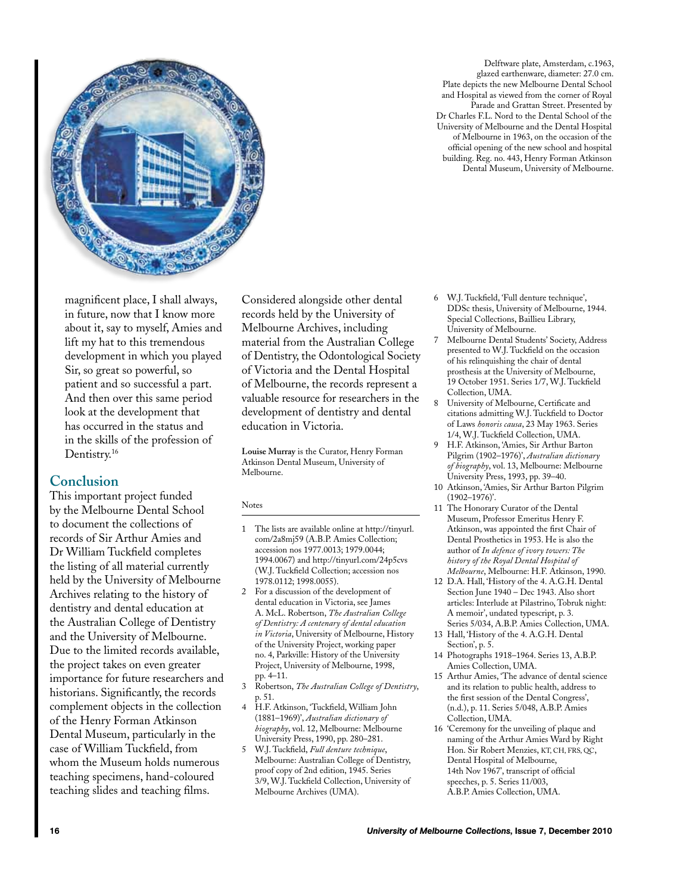Delftware plate, Amsterdam, c.1963, glazed earthenware, diameter: 27.0 cm. Plate depicts the new Melbourne Dental School and Hospital as viewed from the corner of Royal Parade and Grattan Street. Presented by Dr Charles F.L. Nord to the Dental School of the University of Melbourne and the Dental Hospital of Melbourne in 1963, on the occasion of the official opening of the new school and hospital building. Reg. no. 443, Henry Forman Atkinson Dental Museum, University of Melbourne.

magnificent place, I shall always, in future, now that I know more about it, say to myself, Amies and lift my hat to this tremendous development in which you played Sir, so great so powerful, so patient and so successful a part. And then over this same period look at the development that has occurred in the status and in the skills of the profession of Dentistry.[16]

## Conclusion

This important project funded by the Melbourne Dental School to document the collections of records of Sir Arthur Amies and Dr William Tuckfield completes the listing of all material currently held by the University of Melbourne Archives relating to the history of dentistry and dental education at the Australian College of Dentistry and the University of Melbourne. Due to the limited records available, the project takes on even greater importance for future researchers and historians. Significantly, the records complement objects in the collection of the Henry Forman Atkinson Dental Museum, particularly in the case of William Tuckfield, from whom the Museum holds numerous teaching specimens, hand-coloured teaching slides and teaching films.

Considered alongside other dental records held by the University of Melbourne Archives, including material from the Australian College of Dentistry, the Odontological Society of Victoria and the Dental Hospital of Melbourne, the records represent a valuable resource for researchers in the development of dentistry and dental education in Victoria.

**Louise Murray** is the Curator, Henry Forman Atkinson Dental Museum, University of Melbourne.

### Notes

1. The lists are available online at http://tinyurl.com/2a8mj59 (A.B.P. Amies Collection; accession nos 1977.0013; 1979.0044; 1994.0067) and http://tinyurl.com/24p5cvs (W.J. Tuckfield Collection; accession nos 1978.0112; 1998.0055).
2. For a discussion of the development of dental education in Victoria, see James A. McL. Robertson, *The Australian College of Dentistry: A centenary of dental education in Victoria*, University of Melbourne, History of the University Project, working paper no. 4, Parkville: History of the University Project, University of Melbourne, 1998, pp. 4–11.
3. Robertson, *The Australian College of Dentistry*, p. 51.
4. H.F. Atkinson, 'Tuckfield, William John (1881–1969)', *Australian dictionary of biography*, vol. 12, Melbourne: Melbourne University Press, 1990, pp. 280–281.
5. W.J. Tuckfield, *Full denture technique*, Melbourne: Australian College of Dentistry, proof copy of 2nd edition, 1945. Series 3/9, W.J. Tuckfield Collection, University of Melbourne Archives (UMA).
6. W.J. Tuckfield, 'Full denture technique', DDSc thesis, University of Melbourne, 1944. Special Collections, Baillieu Library, University of Melbourne.
7. Melbourne Dental Students' Society, Address presented to W.J. Tuckfield on the occasion of his relinquishing the chair of dental prosthesis at the University of Melbourne, 19 October 1951. Series 1/7, W.J. Tuckfield Collection, UMA.
8. University of Melbourne, Certificate and citations admitting W.J. Tuckfield to Doctor of Laws *honoris causa*, 23 May 1963. Series 1/4, W.J. Tuckfield Collection, UMA.
9. H.F. Atkinson, 'Amies, Sir Arthur Barton Pilgrim (1902–1976)', *Australian dictionary of biography*, vol. 13, Melbourne: Melbourne University Press, 1993, pp. 39–40.
10. Atkinson, 'Amies, Sir Arthur Barton Pilgrim (1902–1976)'.
11. The Honorary Curator of the Dental Museum, Professor Emeritus Henry F. Atkinson, was appointed the first Chair of Dental Prosthetics in 1953. He is also the author of *In defence of ivory towers: The history of the Royal Dental Hospital of Melbourne*, Melbourne: H.F. Atkinson, 1990.
12. D.A. Hall, 'History of the 4. A.G.H. Dental Section June 1940 – Dec 1943. Also short articles: Interlude at Pilastrino, Tobruk night: A memoir', undated typescript, p. 3. Series 5/034, A.B.P. Amies Collection, UMA.
13. Hall, 'History of the 4. A.G.H. Dental Section', p. 5.
14. Photographs 1918–1964. Series 13, A.B.P. Amies Collection, UMA.
15. Arthur Amies, 'The advance of dental science and its relation to public health, address to the first session of the Dental Congress', (n.d.), p. 11. Series 5/048, A.B.P. Amies Collection, UMA.
16. 'Ceremony for the unveiling of plaque and naming of the Arthur Amies Ward by Right Hon. Sir Robert Menzies, KT, CH, FRS, QC, Dental Hospital of Melbourne, 14th Nov 1967', transcript of official speeches, p. 5. Series 11/003, A.B.P. Amies Collection, UMA.